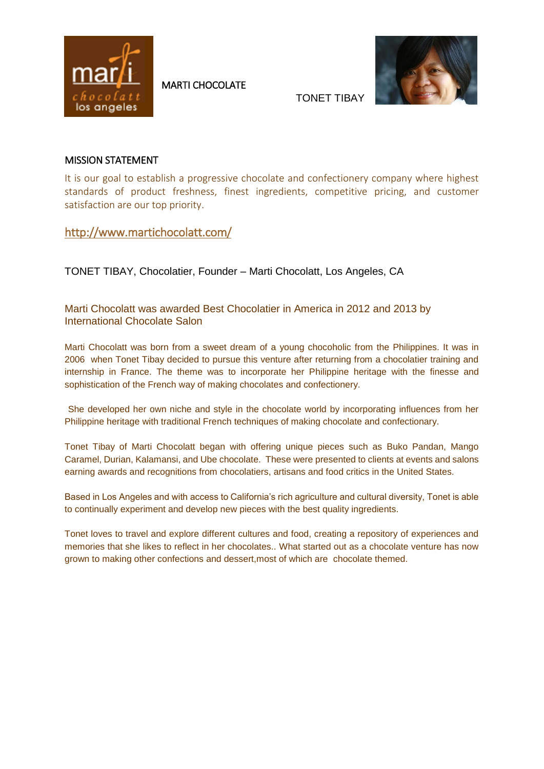MARTI CHOCOLATE

TONET TIBAY

## MISSION STATEMENT

It is our goal to establish a progressive chocolate and confectionery company where highest standards of product freshness, finest ingredients, competitive pricing, and customer satisfaction are our top priority.

http://www.martichocolatt.com/

TONET TIBAY, Chocolatier, Founder – Marti Chocolatt, Los Angeles, CA

### Marti Chocolatt was awarded Best Chocolatier in America in 2012 and 2013 by International Chocolate Salon

Marti Chocolatt was born from a sweet dream of a young chocoholic from the Philippines. It was in 2006 when Tonet Tibay decided to pursue this venture after returning from a chocolatier training and internship in France. The theme was to incorporate her Philippine heritage with the finesse and sophistication of the French way of making chocolates and confectionery.

She developed her own niche and style in the chocolate world by incorporating influences from her Philippine heritage with traditional French techniques of making chocolate and confectionary.

Tonet Tibay of Marti Chocolatt began with offering unique pieces such as Buko Pandan, Mango Caramel, Durian, Kalamansi, and Ube chocolate. These were presented to clients at events and salons earning awards and recognitions from chocolatiers, artisans and food critics in the United States.

Based in Los Angeles and with access to California's rich agriculture and cultural diversity, Tonet is able to continually experiment and develop new pieces with the best quality ingredients.

Tonet loves to travel and explore different cultures and food, creating a repository of experiences and memories that she likes to reflect in her chocolates.. What started out as a chocolate venture has now grown to making other confections and dessert,most of which are chocolate themed.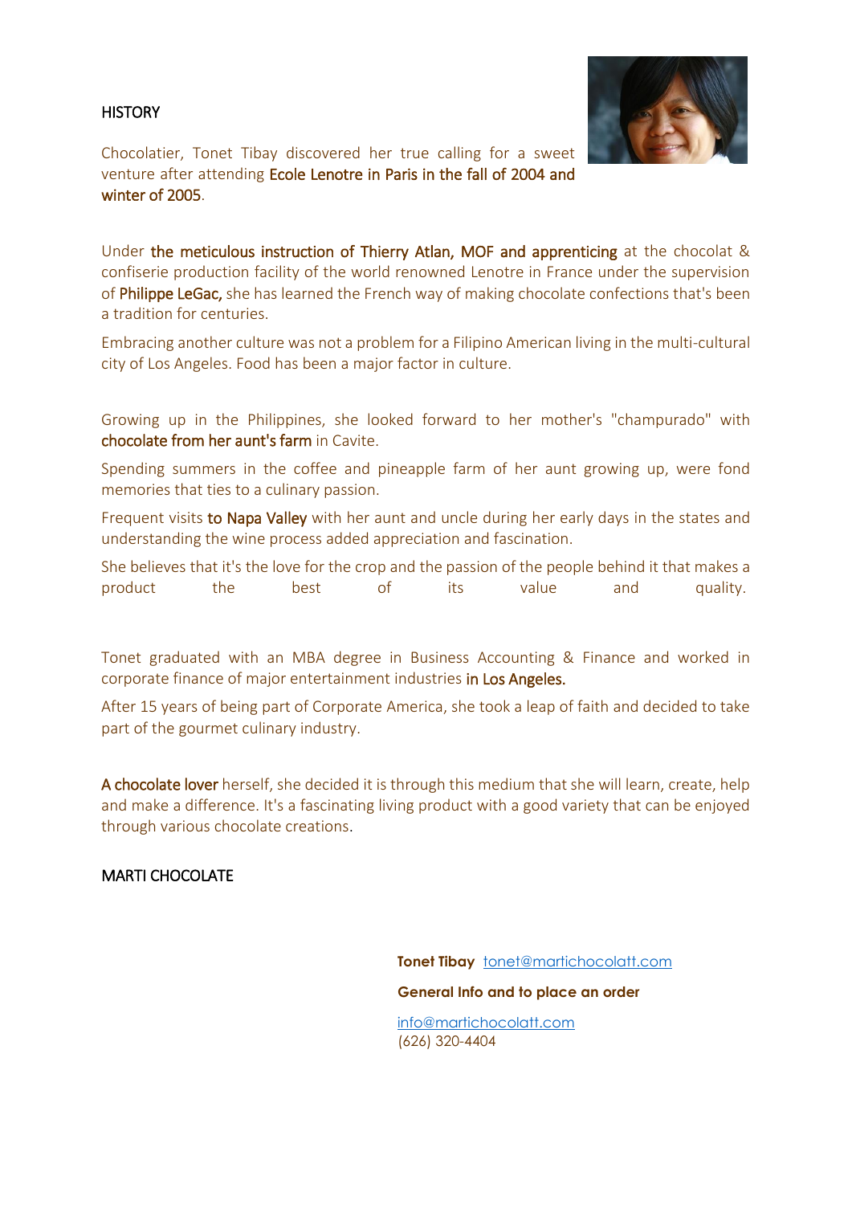## HISTORY

Chocolatier, Tonet Tibay discovered her true calling for a sweet venture after attending Ecole Lenotre in Paris in the fall of 2004 and winter of 2005.

Under the meticulous instruction of Thierry Atlan, MOF and apprenticing at the chocolat & confiserie production facility of the world renowned Lenotre in France under the supervision of Philippe LeGac, she has learned the French way of making chocolate confections that's been a tradition for centuries.

Embracing another culture was not a problem for a Filipino American living in the multi-cultural city of Los Angeles. Food has been a major factor in culture.

Growing up in the Philippines, she looked forward to her mother's "champurado" with chocolate from her aunt's farm in Cavite.

Spending summers in the coffee and pineapple farm of her aunt growing up, were fond memories that ties to a culinary passion.

Frequent visits to Napa Valley with her aunt and uncle during her early days in the states and understanding the wine process added appreciation and fascination.

She believes that it's the love for the crop and the passion of the people behind it that makes a product the best of its value and quality.

Tonet graduated with an MBA degree in Business Accounting & Finance and worked in corporate finance of major entertainment industries in Los Angeles.

After 15 years of being part of Corporate America, she took a leap of faith and decided to take part of the gourmet culinary industry.

A chocolate lover herself, she decided it is through this medium that she will learn, create, help and make a difference. It's a fascinating living product with a good variety that can be enjoyed through various chocolate creations.

## MARTI CHOCOLATE

**Tonet Tibay** tonet@martichocolatt.com

**General Info and to place an order**

info@martichocolatt.com
(626) 320-4404